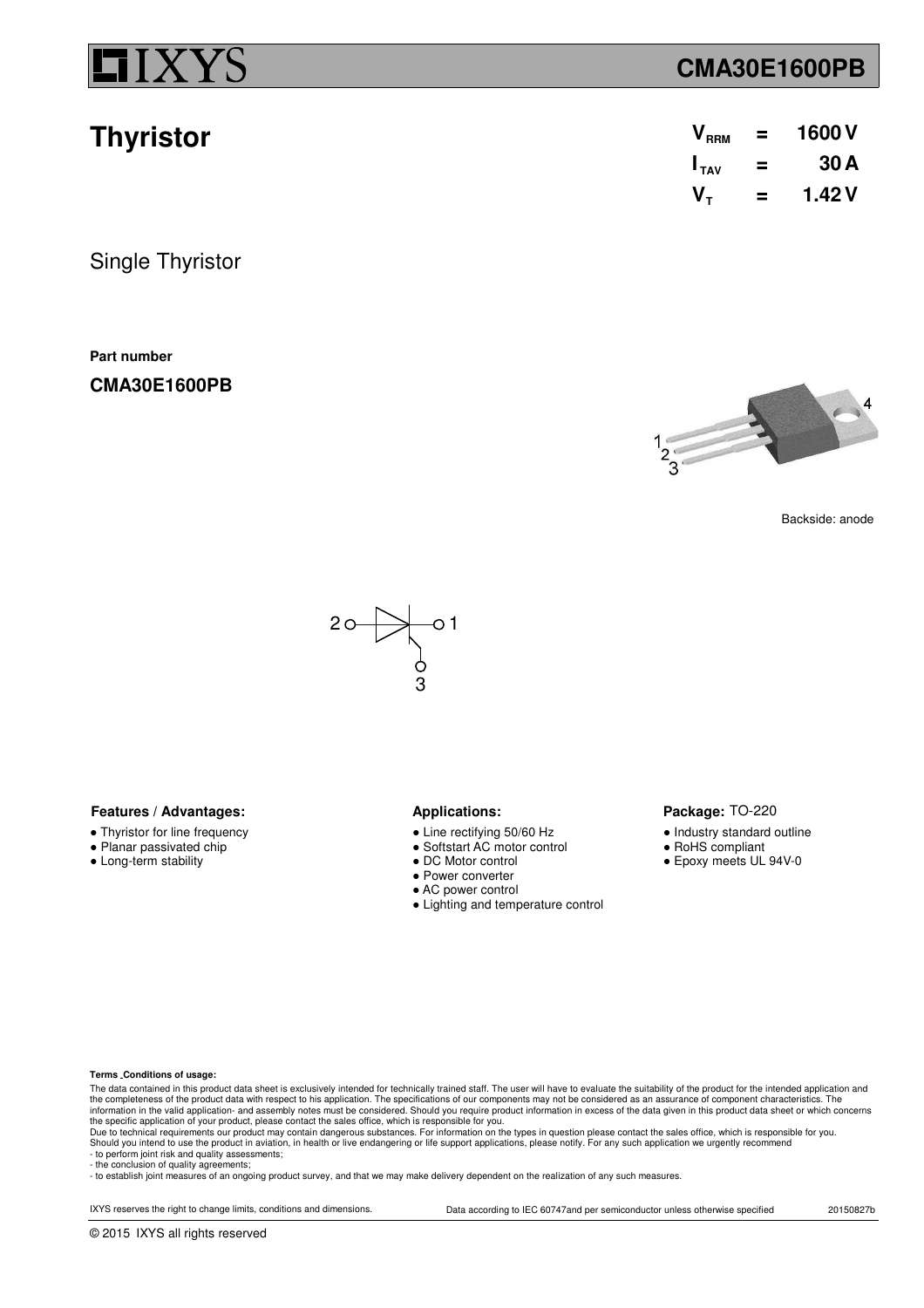# IXYS CMA30E1600PB

## Thyristor

| | | |
|---|---|---|
| $V_{RRM}$ | = | 1600 V |
| $I_{TAV}$ | = | 30 A |
| $V_T$ | = | 1.42 V |

Single Thyristor

**Part number**

**CMA30E1600PB**

1
2
3
4

Backside: anode

2 1
3

### Features / Advantages:

- Thyristor for line frequency
- Planar passivated chip
- Long-term stability

### Applications:

- Line rectifying 50/60 Hz
- Softstart AC motor control
- DC Motor control
- Power converter
- AC power control
- Lighting and temperature control

### Package: TO-220

- Industry standard outline
- RoHS compliant
- Epoxy meets UL 94V-0

**Terms Conditions of usage:**

The data contained in this product data sheet is exclusively intended for technically trained staff. The user will have to evaluate the suitability of the product for the intended application and the completeness of the product data with respect to his application. The specifications of our components may not be considered as an assurance of component characteristics. The information in the valid application- and assembly notes must be considered. Should you require product information in excess of the data given in this product data sheet or which concerns the specific application of your product, please contact the sales office, which is responsible for you.
Due to technical requirements our product may contain dangerous substances. For information on the types in question please contact the sales office, which is responsible for you.
Should you intend to use the product in aviation, in health or live endangering or life support applications, please notify. For any such application we urgently recommend
- to perform joint risk and quality assessments;
- the conclusion of quality agreements;
- to establish joint measures of an ongoing product survey, and that we may make delivery dependent on the realization of any such measures.

IXYS reserves the right to change limits, conditions and dimensions. Data according to IEC 60747and per semiconductor unless otherwise specified 20150827b

© 2015 IXYS all rights reserved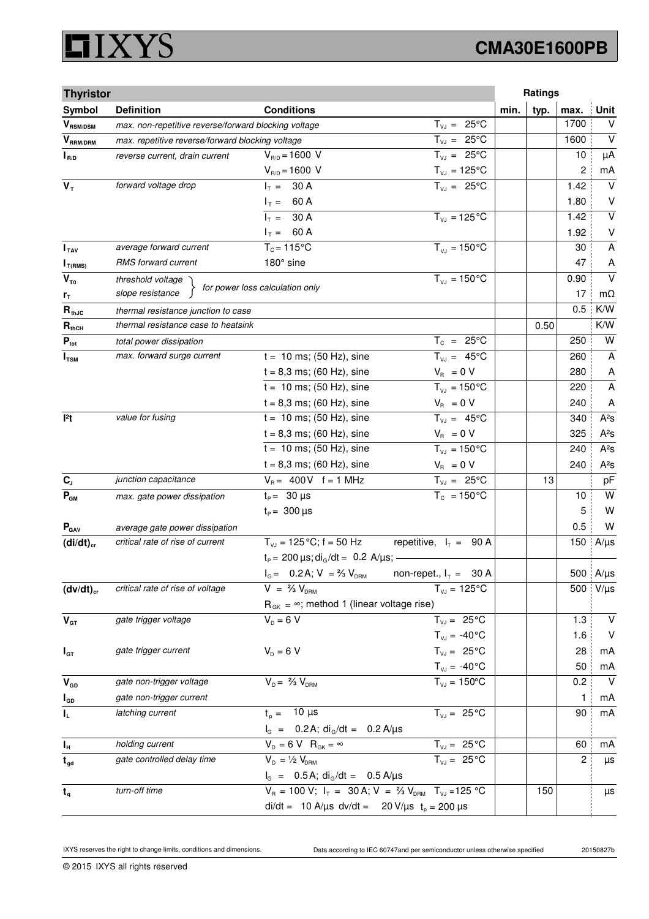| Thyristor | | | | Ratings | | | |
|---|---|---|---|---|---|---|---|
| Symbol | Definition | Conditions | | min. | typ. | max. | Unit |
| $V_{RSM/DSM}$ | max. non-repetitive reverse/forward blocking voltage | | $T_{VJ}$ = 25°C | | | 1700 | V |
| $V_{RRM/DRM}$ | max. repetitive reverse/forward blocking voltage | | $T_{VJ}$ = 25°C | | | 1600 | V |
| $I_{R/D}$ | reverse current, drain current | $V_{R/D}$ = 1600 V | $T_{VJ}$ = 25°C | | | 10 | µA |
| | | $V_{R/D}$ = 1600 V | $T_{VJ}$ = 125°C | | | 2 | mA |
| $V_T$ | forward voltage drop | $I_T$ = 30 A | $T_{VJ}$ = 25°C | | | 1.42 | V |
| | | $I_T$ = 60 A | | | | 1.80 | V |
| | | $I_T$ = 30 A | $T_{VJ}$ = 125°C | | | 1.42 | V |
| | | $I_T$ = 60 A | | | | 1.92 | V |
| $I_{TAV}$ | average forward current | $T_C$ = 115°C | $T_{VJ}$ = 150°C | | | 30 | A |
| $I_{T(RMS)}$ | RMS forward current | 180° sine | | | | 47 | A |
| $V_{T0}$ | threshold voltage | for power loss calculation only | $T_{VJ}$ = 150°C | | | 0.90 | V |
| $r_T$ | slope resistance | for power loss calculation only | | | | 17 | mΩ |
| $R_{thJC}$ | thermal resistance junction to case | | | | | 0.5 | K/W |
| $R_{thCH}$ | thermal resistance case to heatsink | | | | 0.50 | | K/W |
| $P_{tot}$ | total power dissipation | | $T_C$ = 25°C | | | 250 | W |
| $I_{TSM}$ | max. forward surge current | t = 10 ms; (50 Hz), sine | $T_{VJ}$ = 45°C | | | 260 | A |
| | | t = 8,3 ms; (60 Hz), sine | $V_R$ = 0 V | | | 280 | A |
| | | t = 10 ms; (50 Hz), sine | $T_{VJ}$ = 150°C | | | 220 | A |
| | | t = 8,3 ms; (60 Hz), sine | $V_R$ = 0 V | | | 240 | A |
| $I^2t$ | value for fusing | t = 10 ms; (50 Hz), sine | $T_{VJ}$ = 45°C | | | 340 | A²s |
| | | t = 8,3 ms; (60 Hz), sine | $V_R$ = 0 V | | | 325 | A²s |
| | | t = 10 ms; (50 Hz), sine | $T_{VJ}$ = 150°C | | | 240 | A²s |
| | | t = 8,3 ms; (60 Hz), sine | $V_R$ = 0 V | | | 240 | A²s |
| $C_J$ | junction capacitance | $V_R$ = 400 V f = 1 MHz | $T_{VJ}$ = 25°C | | 13 | | pF |
| $P_{GM}$ | max. gate power dissipation | $t_P$ = 30 µs | $T_C$ = 150°C | | | 10 | W |
| | | $t_P$ = 300 µs | | | | 5 | W |
| $P_{GAV}$ | average gate power dissipation | | | | | 0.5 | W |
| $(di/dt)_{cr}$ | critical rate of rise of current | $T_{VJ}$ = 125°C; f = 50 Hz | repetitive, $I_T$ = 90 A | | | 150 | A/µs |
| | | $t_P$ = 200 µs; $di_G/dt$ = 0.2 A/µs; | | | | | |
| | | $I_G$ = 0.2 A; V = ⅔ $V_{DRM}$ | non-repet., $I_T$ = 30 A | | | 500 | A/µs |
| $(dv/dt)_{cr}$ | critical rate of rise of voltage | V = ⅔ $V_{DRM}$ | $T_{VJ}$ = 125°C | | | 500 | V/µs |
| | | $R_{GK}$ = ∞; method 1 (linear voltage rise) | | | | | |
| $V_{GT}$ | gate trigger voltage | $V_D$ = 6 V | $T_{VJ}$ = 25°C | | | 1.3 | V |
| | | | $T_{VJ}$ = -40°C | | | 1.6 | V |
| $I_{GT}$ | gate trigger current | $V_D$ = 6 V | $T_{VJ}$ = 25°C | | | 28 | mA |
| | | | $T_{VJ}$ = -40°C | | | 50 | mA |
| $V_{GD}$ | gate non-trigger voltage | $V_D$ = ⅔ $V_{DRM}$ | $T_{VJ}$ = 150°C | | | 0.2 | V |
| $I_{GD}$ | gate non-trigger current | | | | | 1 | mA |
| $I_L$ | latching current | $t_p$ = 10 µs | $T_{VJ}$ = 25°C | | | 90 | mA |
| | | $I_G$ = 0.2 A; $di_G/dt$ = 0.2 A/µs | | | | | |
| $I_H$ | holding current | $V_D$ = 6 V $R_{GK}$ = ∞ | $T_{VJ}$ = 25°C | | | 60 | mA |
| $t_{gd}$ | gate controlled delay time | $V_D$ = ½ $V_{DRM}$ | $T_{VJ}$ = 25°C | | | 2 | µs |
| | | $I_G$ = 0.5 A; $di_G/dt$ = 0.5 A/µs | | | | | |
| $t_q$ | turn-off time | $V_R$ = 100 V; $I_T$ = 30 A; V = ⅔ $V_{DRM}$ | $T_{VJ}$ = 125 °C | | 150 | | µs |
| | | di/dt = 10 A/µs dv/dt = 20 V/µs $t_p$ = 200 µs | | | | | |

IXYS reserves the right to change limits, conditions and dimensions. Data according to IEC 60747and per semiconductor unless otherwise specified 20150827b

© 2015 IXYS all rights reserved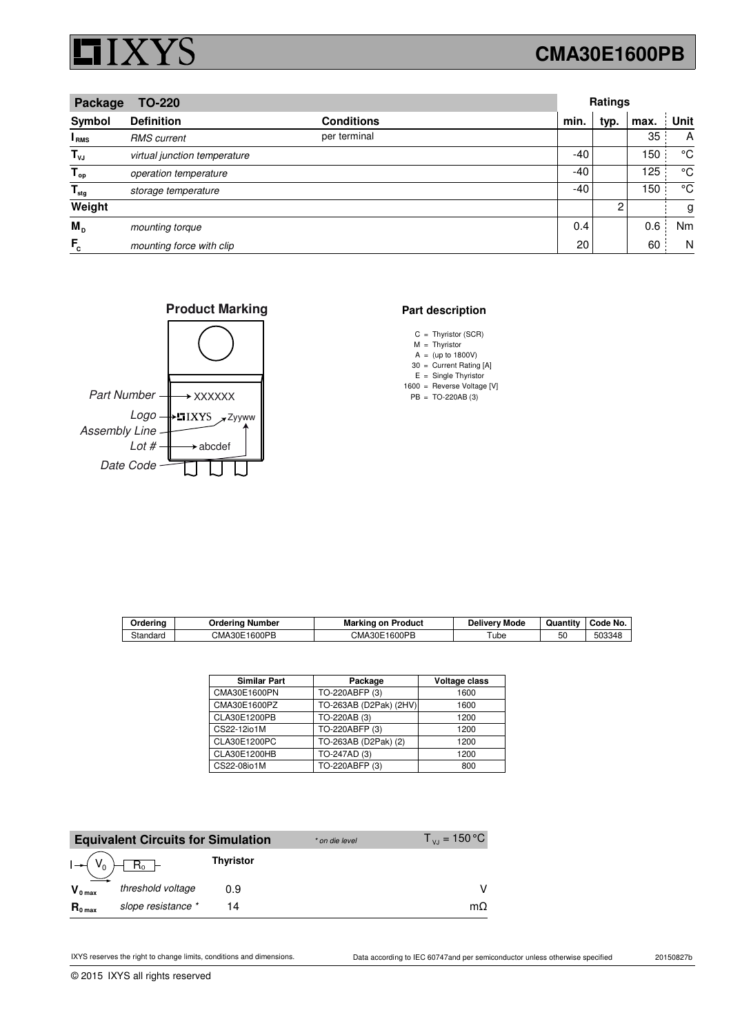# CMA30E1600PB

| Package | TO-220 | | Ratings | | | |
|---|---|---|---|---|---|---|
| **Symbol** | **Definition** | **Conditions** | **min.** | **typ.** | **max.** | **Unit** |
| $I_{RMS}$ | *RMS current* | per terminal | | | 35 | A |
| $T_{VJ}$ | *virtual junction temperature* | | -40 | | 150 | °C |
| $T_{op}$ | *operation temperature* | | -40 | | 125 | °C |
| $T_{stg}$ | *storage temperature* | | -40 | | 150 | °C |
| **Weight** | | | | 2 | | g |
| $M_D$ | *mounting torque* | | 0.4 | | 0.6 | Nm |
| $F_C$ | *mounting force with clip* | | 20 | | 60 | N |

## Product Marking

- *Part Number* → XXXXXX
- *Logo* → IXYS
- *Assembly Line* / *Date Code* → Zyyww
- *Lot #* → abcdef

## Part description

C = Thyristor (SCR)
M = Thyristor
A = (up to 1800V)
30 = Current Rating [A]
E = Single Thyristor
1600 = Reverse Voltage [V]
PB = TO-220AB (3)

| Ordering | Ordering Number | Marking on Product | Delivery Mode | Quantity | Code No. |
|---|---|---|---|---|---|
| Standard | CMA30E1600PB | CMA30E1600PB | Tube | 50 | 503348 |

| Similar Part | Package | Voltage class |
|---|---|---|
| CMA30E1600PN | TO-220ABFP (3) | 1600 |
| CMA30E1600PZ | TO-263AB (D2Pak) (2HV) | 1600 |
| CLA30E1200PB | TO-220AB (3) | 1200 |
| CS22-12io1M | TO-220ABFP (3) | 1200 |
| CLA30E1200PC | TO-263AB (D2Pak) (2) | 1200 |
| CLA30E1200HB | TO-247AD (3) | 1200 |
| CS22-08io1M | TO-220ABFP (3) | 800 |

## Equivalent Circuits for Simulation

*\* on die level* — $T_{VJ} = 150\,°C$

| | | Thyristor | |
|---|---|---|---|
| $V_{0\,max}$ | *threshold voltage* | 0.9 | V |
| $R_{0\,max}$ | *slope resistance \** | 14 | mΩ |

IXYS reserves the right to change limits, conditions and dimensions. Data according to IEC 60747and per semiconductor unless otherwise specified 20150827b

© 2015 IXYS all rights reserved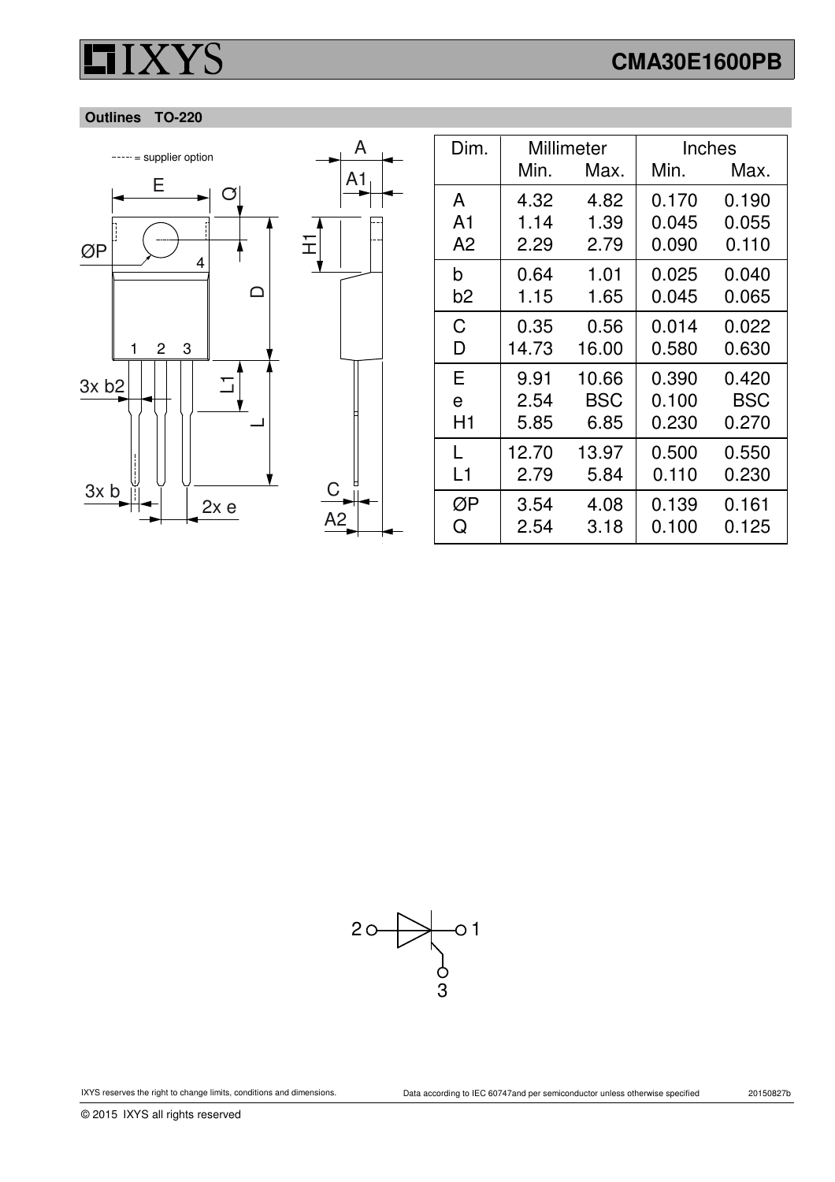## Outlines TO-220

| Dim. | Millimeter Min. | Millimeter Max. | Inches Min. | Inches Max. |
|---|---|---|---|---|
| A | 4.32 | 4.82 | 0.170 | 0.190 |
| A1 | 1.14 | 1.39 | 0.045 | 0.055 |
| A2 | 2.29 | 2.79 | 0.090 | 0.110 |
| b | 0.64 | 1.01 | 0.025 | 0.040 |
| b2 | 1.15 | 1.65 | 0.045 | 0.065 |
| C | 0.35 | 0.56 | 0.014 | 0.022 |
| D | 14.73 | 16.00 | 0.580 | 0.630 |
| E | 9.91 | 10.66 | 0.390 | 0.420 |
| e | 2.54 | BSC | 0.100 | BSC |
| H1 | 5.85 | 6.85 | 0.230 | 0.270 |
| L | 12.70 | 13.97 | 0.500 | 0.550 |
| L1 | 2.79 | 5.84 | 0.110 | 0.230 |
| ØP | 3.54 | 4.08 | 0.139 | 0.161 |
| Q | 2.54 | 3.18 | 0.100 | 0.125 |

----- = supplier option

IXYS reserves the right to change limits, conditions and dimensions.

Data according to IEC 60747and per semiconductor unless otherwise specified

20150827b

© 2015 IXYS all rights reserved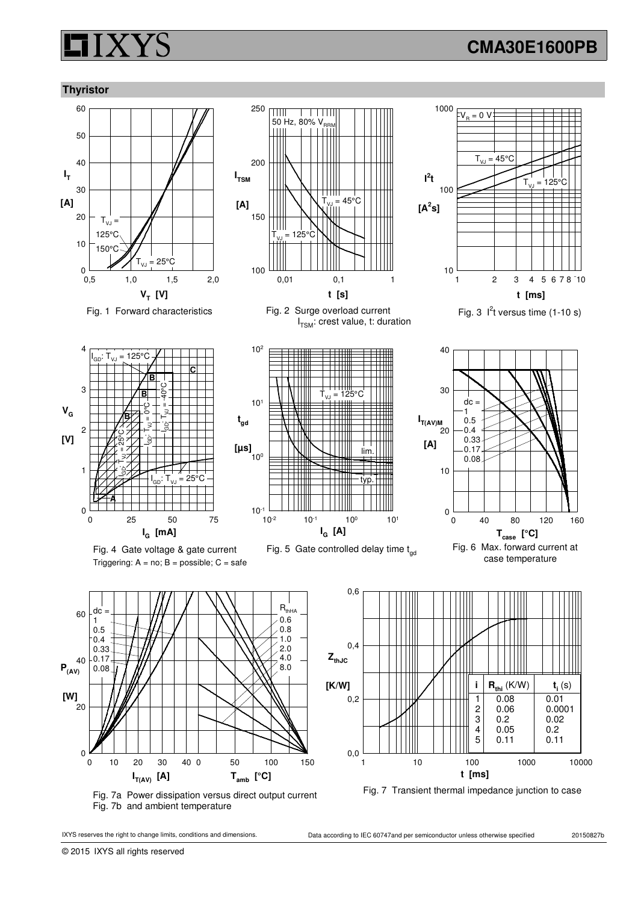## Thyristor

Fig. 1 Forward characteristics

Fig. 2 Surge overload current $I_{TSM}$: crest value, t: duration

Fig. 3 $I^2t$ versus time (1-10 s)

Fig. 4 Gate voltage & gate current
Triggering: A = no; B = possible; C = safe

Fig. 5 Gate controlled delay time $t_{gd}$

Fig. 6 Max. forward current at case temperature

Fig. 7a Power dissipation versus direct output current
Fig. 7b and ambient temperature

| i | $R_{thi}$ (K/W) | $t_i$ (s) |
|---|---|---|
| 1 | 0.08 | 0.01 |
| 2 | 0.06 | 0.0001 |
| 3 | 0.2 | 0.02 |
| 4 | 0.05 | 0.2 |
| 5 | 0.11 | 0.11 |

Fig. 7 Transient thermal impedance junction to case

IXYS reserves the right to change limits, conditions and dimensions.

Data according to IEC 60747and per semiconductor unless otherwise specified

20150827b

© 2015 IXYS all rights reserved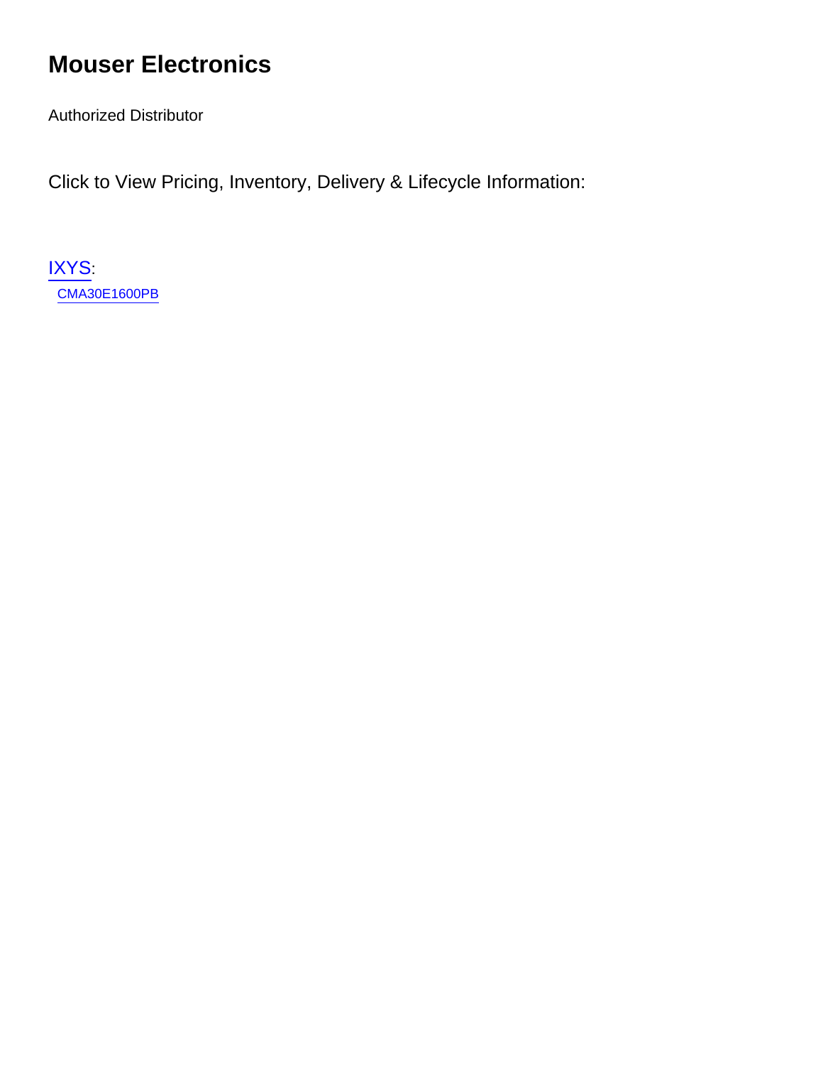# Mouser Electronics

Authorized Distributor

Click to View Pricing, Inventory, Delivery & Lifecycle Information:

IXYS:

CMA30E1600PB